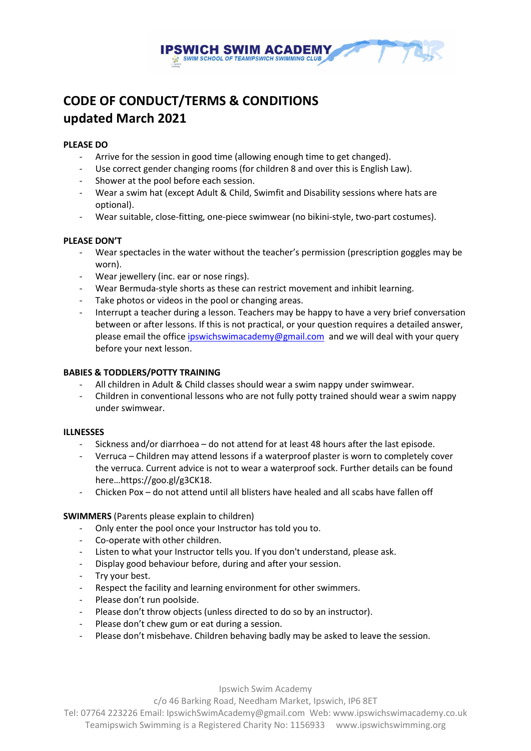# CODE OF CONDUCT/TERMS & CONDITIONS
# updated March 2021

**PLEASE DO**

- Arrive for the session in good time (allowing enough time to get changed).
- Use correct gender changing rooms (for children 8 and over this is English Law).
- Shower at the pool before each session.
- Wear a swim hat (except Adult & Child, Swimfit and Disability sessions where hats are optional).
- Wear suitable, close-fitting, one-piece swimwear (no bikini-style, two-part costumes).

**PLEASE DON'T**

- Wear spectacles in the water without the teacher's permission (prescription goggles may be worn).
- Wear jewellery (inc. ear or nose rings).
- Wear Bermuda-style shorts as these can restrict movement and inhibit learning.
- Take photos or videos in the pool or changing areas.
- Interrupt a teacher during a lesson. Teachers may be happy to have a very brief conversation between or after lessons. If this is not practical, or your question requires a detailed answer, please email the office ipswichswimacademy@gmail.com and we will deal with your query before your next lesson.

**BABIES & TODDLERS/POTTY TRAINING**

- All children in Adult & Child classes should wear a swim nappy under swimwear.
- Children in conventional lessons who are not fully potty trained should wear a swim nappy under swimwear.

**ILLNESSES**

- Sickness and/or diarrhoea – do not attend for at least 48 hours after the last episode.
- Verruca – Children may attend lessons if a waterproof plaster is worn to completely cover the verruca. Current advice is not to wear a waterproof sock. Further details can be found here…https://goo.gl/g3CK18.
- Chicken Pox – do not attend until all blisters have healed and all scabs have fallen off

**SWIMMERS** (Parents please explain to children)

- Only enter the pool once your Instructor has told you to.
- Co-operate with other children.
- Listen to what your Instructor tells you. If you don't understand, please ask.
- Display good behaviour before, during and after your session.
- Try your best.
- Respect the facility and learning environment for other swimmers.
- Please don't run poolside.
- Please don't throw objects (unless directed to do so by an instructor).
- Please don't chew gum or eat during a session.
- Please don't misbehave. Children behaving badly may be asked to leave the session.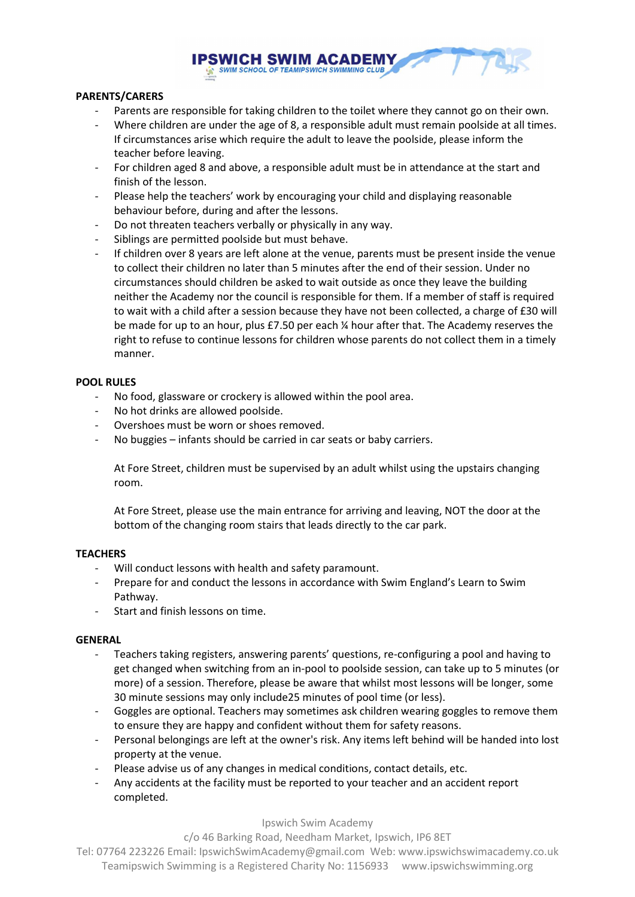## PARENTS/CARERS

- Parents are responsible for taking children to the toilet where they cannot go on their own.
- Where children are under the age of 8, a responsible adult must remain poolside at all times. If circumstances arise which require the adult to leave the poolside, please inform the teacher before leaving.
- For children aged 8 and above, a responsible adult must be in attendance at the start and finish of the lesson.
- Please help the teachers' work by encouraging your child and displaying reasonable behaviour before, during and after the lessons.
- Do not threaten teachers verbally or physically in any way.
- Siblings are permitted poolside but must behave.
- If children over 8 years are left alone at the venue, parents must be present inside the venue to collect their children no later than 5 minutes after the end of their session. Under no circumstances should children be asked to wait outside as once they leave the building neither the Academy nor the council is responsible for them. If a member of staff is required to wait with a child after a session because they have not been collected, a charge of £30 will be made for up to an hour, plus £7.50 per each ¼ hour after that. The Academy reserves the right to refuse to continue lessons for children whose parents do not collect them in a timely manner.

## POOL RULES

- No food, glassware or crockery is allowed within the pool area.
- No hot drinks are allowed poolside.
- Overshoes must be worn or shoes removed.
- No buggies – infants should be carried in car seats or baby carriers.

At Fore Street, children must be supervised by an adult whilst using the upstairs changing room.

At Fore Street, please use the main entrance for arriving and leaving, NOT the door at the bottom of the changing room stairs that leads directly to the car park.

## TEACHERS

- Will conduct lessons with health and safety paramount.
- Prepare for and conduct the lessons in accordance with Swim England's Learn to Swim Pathway.
- Start and finish lessons on time.

## GENERAL

- Teachers taking registers, answering parents' questions, re-configuring a pool and having to get changed when switching from an in-pool to poolside session, can take up to 5 minutes (or more) of a session. Therefore, please be aware that whilst most lessons will be longer, some 30 minute sessions may only include25 minutes of pool time (or less).
- Goggles are optional. Teachers may sometimes ask children wearing goggles to remove them to ensure they are happy and confident without them for safety reasons.
- Personal belongings are left at the owner's risk. Any items left behind will be handed into lost property at the venue.
- Please advise us of any changes in medical conditions, contact details, etc.
- Any accidents at the facility must be reported to your teacher and an accident report completed.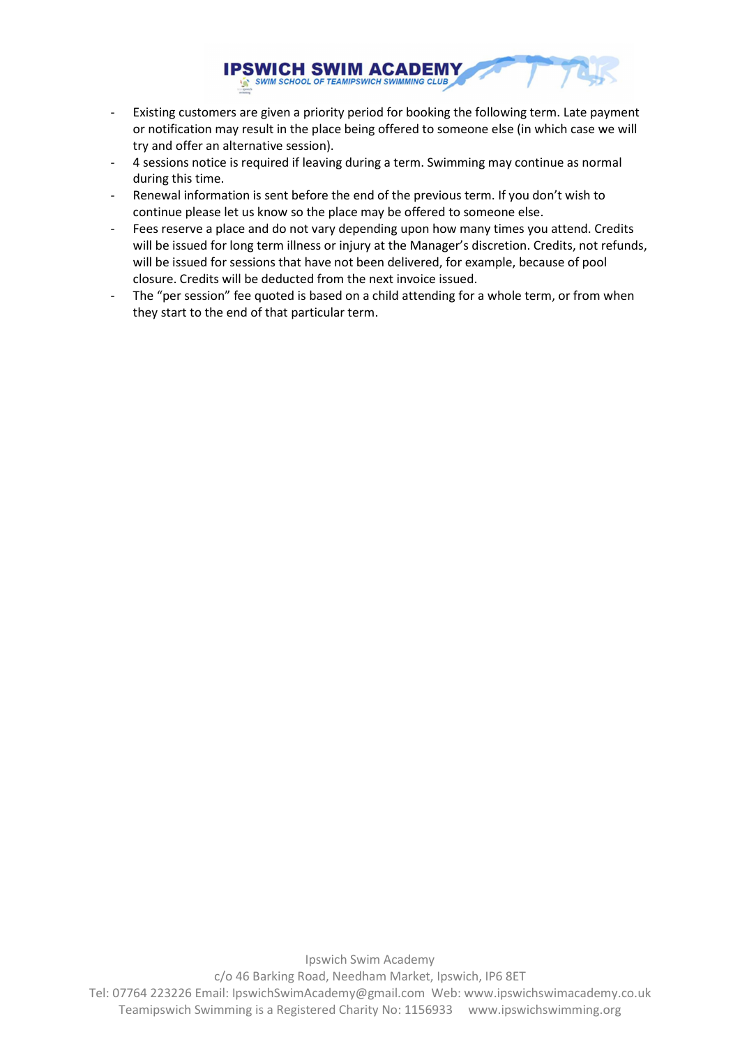- Existing customers are given a priority period for booking the following term. Late payment or notification may result in the place being offered to someone else (in which case we will try and offer an alternative session).
- 4 sessions notice is required if leaving during a term. Swimming may continue as normal during this time.
- Renewal information is sent before the end of the previous term. If you don't wish to continue please let us know so the place may be offered to someone else.
- Fees reserve a place and do not vary depending upon how many times you attend. Credits will be issued for long term illness or injury at the Manager's discretion. Credits, not refunds, will be issued for sessions that have not been delivered, for example, because of pool closure. Credits will be deducted from the next invoice issued.
- The "per session" fee quoted is based on a child attending for a whole term, or from when they start to the end of that particular term.